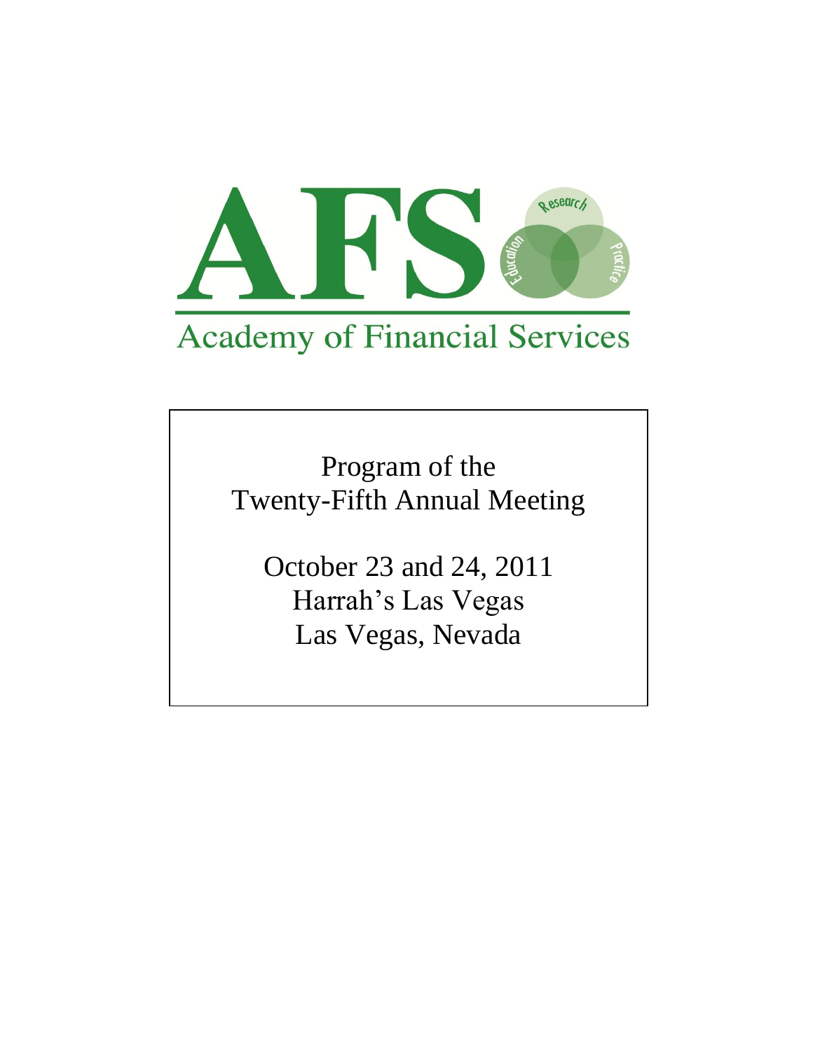# AFS

Research · Education · Practice

## Academy of Financial Services

Program of the
Twenty-Fifth Annual Meeting

October 23 and 24, 2011
Harrah's Las Vegas
Las Vegas, Nevada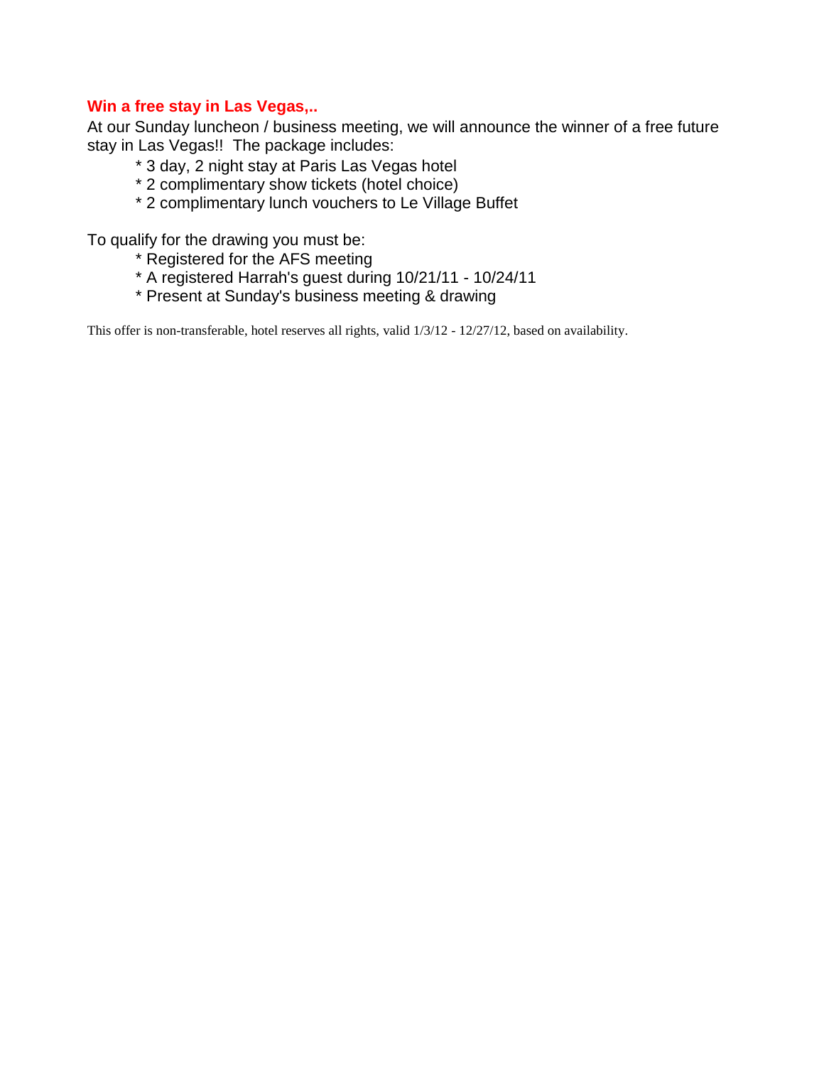**Win a free stay in Las Vegas,..**

At our Sunday luncheon / business meeting, we will announce the winner of a free future stay in Las Vegas!! The package includes:

- * 3 day, 2 night stay at Paris Las Vegas hotel
- * 2 complimentary show tickets (hotel choice)
- * 2 complimentary lunch vouchers to Le Village Buffet

To qualify for the drawing you must be:

- * Registered for the AFS meeting
- * A registered Harrah's guest during 10/21/11 - 10/24/11
- * Present at Sunday's business meeting & drawing

This offer is non-transferable, hotel reserves all rights, valid 1/3/12 - 12/27/12, based on availability.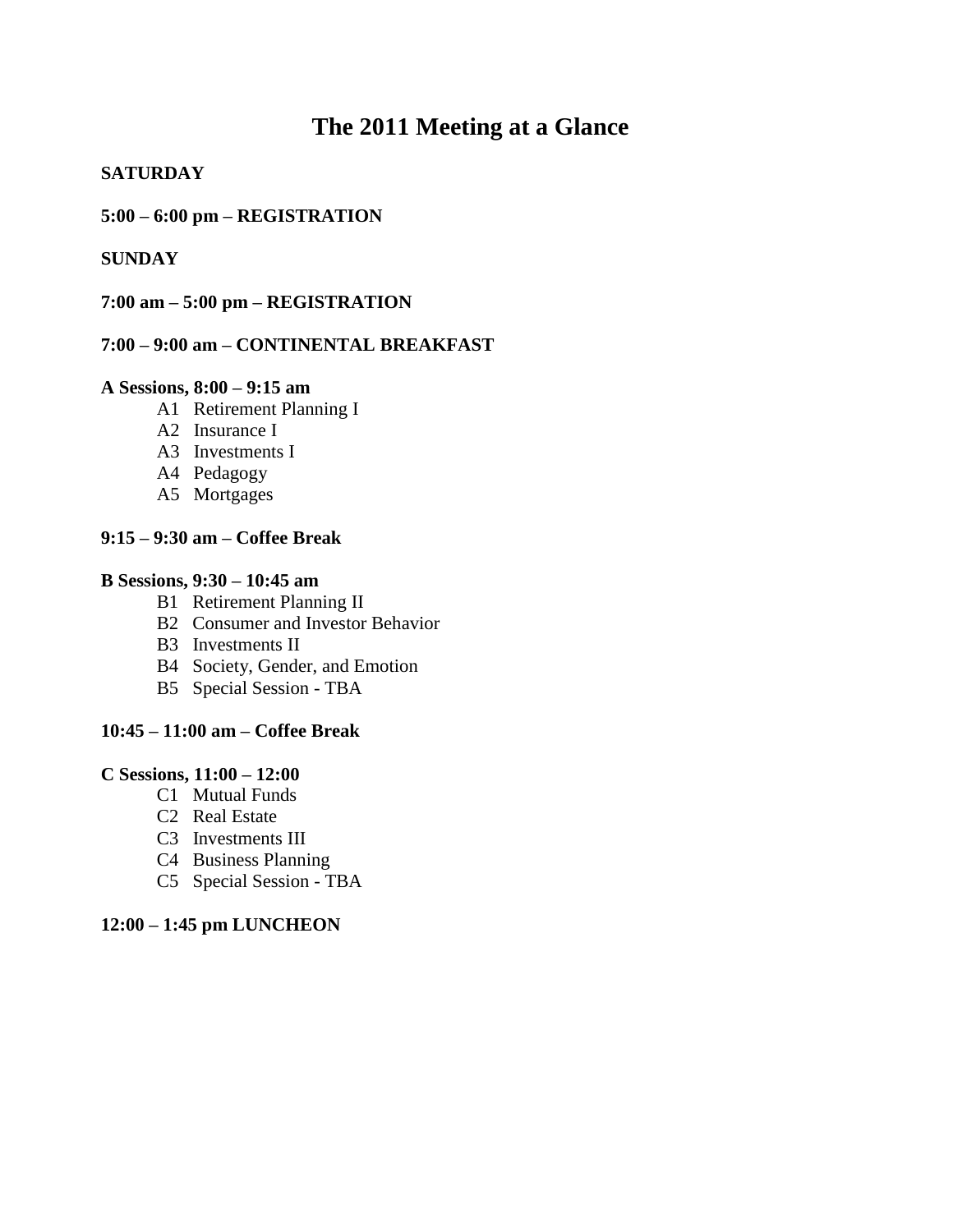# The 2011 Meeting at a Glance

**SATURDAY**

**5:00 – 6:00 pm – REGISTRATION**

**SUNDAY**

**7:00 am – 5:00 pm – REGISTRATION**

**7:00 – 9:00 am – CONTINENTAL BREAKFAST**

**A Sessions, 8:00 – 9:15 am**

- A1 Retirement Planning I
- A2 Insurance I
- A3 Investments I
- A4 Pedagogy
- A5 Mortgages

**9:15 – 9:30 am – Coffee Break**

**B Sessions, 9:30 – 10:45 am**

- B1 Retirement Planning II
- B2 Consumer and Investor Behavior
- B3 Investments II
- B4 Society, Gender, and Emotion
- B5 Special Session - TBA

**10:45 – 11:00 am – Coffee Break**

**C Sessions, 11:00 – 12:00**

- C1 Mutual Funds
- C2 Real Estate
- C3 Investments III
- C4 Business Planning
- C5 Special Session - TBA

**12:00 – 1:45 pm LUNCHEON**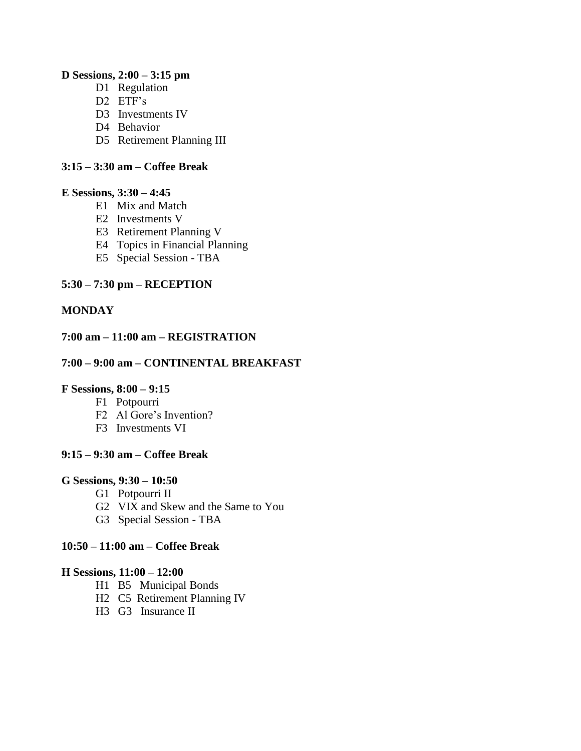**D Sessions, 2:00 – 3:15 pm**

- D1 Regulation
- D2 ETF's
- D3 Investments IV
- D4 Behavior
- D5 Retirement Planning III

**3:15 – 3:30 am – Coffee Break**

**E Sessions, 3:30 – 4:45**

- E1 Mix and Match
- E2 Investments V
- E3 Retirement Planning V
- E4 Topics in Financial Planning
- E5 Special Session - TBA

**5:30 – 7:30 pm – RECEPTION**

**MONDAY**

**7:00 am – 11:00 am – REGISTRATION**

**7:00 – 9:00 am – CONTINENTAL BREAKFAST**

**F Sessions, 8:00 – 9:15**

- F1 Potpourri
- F2 Al Gore's Invention?
- F3 Investments VI

**9:15 – 9:30 am – Coffee Break**

**G Sessions, 9:30 – 10:50**

- G1 Potpourri II
- G2 VIX and Skew and the Same to You
- G3 Special Session - TBA

**10:50 – 11:00 am – Coffee Break**

**H Sessions, 11:00 – 12:00**

- H1 B5 Municipal Bonds
- H2 C5 Retirement Planning IV
- H3 G3 Insurance II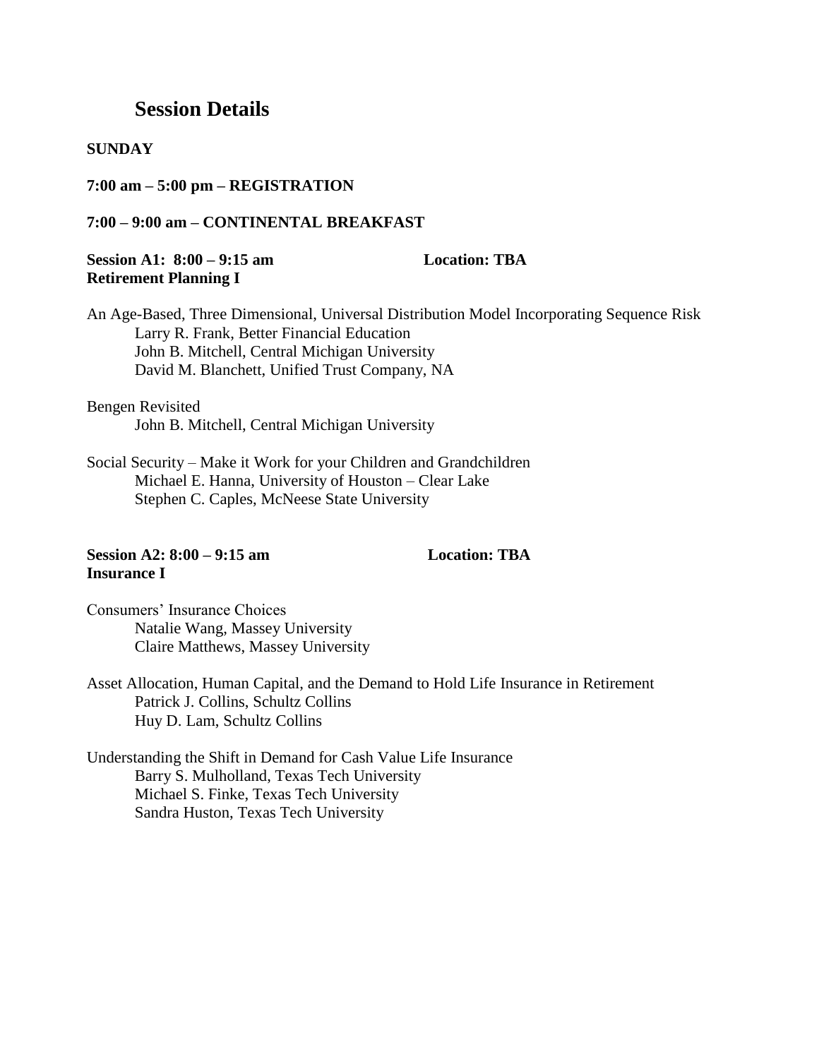## Session Details

**SUNDAY**

**7:00 am – 5:00 pm – REGISTRATION**

**7:00 – 9:00 am – CONTINENTAL BREAKFAST**

**Session A1: 8:00 – 9:15 am** **Location: TBA**
**Retirement Planning I**

An Age-Based, Three Dimensional, Universal Distribution Model Incorporating Sequence Risk
Larry R. Frank, Better Financial Education
John B. Mitchell, Central Michigan University
David M. Blanchett, Unified Trust Company, NA

Bengen Revisited
John B. Mitchell, Central Michigan University

Social Security – Make it Work for your Children and Grandchildren
Michael E. Hanna, University of Houston – Clear Lake
Stephen C. Caples, McNeese State University

**Session A2: 8:00 – 9:15 am** **Location: TBA**
**Insurance I**

Consumers' Insurance Choices
Natalie Wang, Massey University
Claire Matthews, Massey University

Asset Allocation, Human Capital, and the Demand to Hold Life Insurance in Retirement
Patrick J. Collins, Schultz Collins
Huy D. Lam, Schultz Collins

Understanding the Shift in Demand for Cash Value Life Insurance
Barry S. Mulholland, Texas Tech University
Michael S. Finke, Texas Tech University
Sandra Huston, Texas Tech University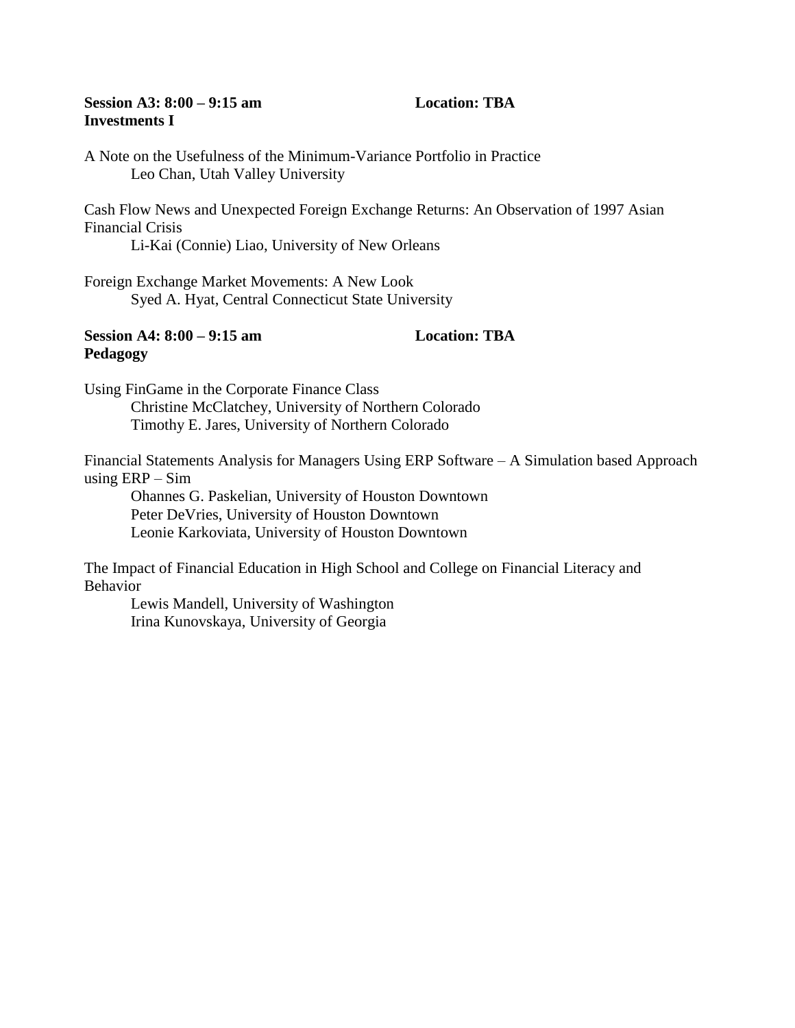**Session A3: 8:00 – 9:15 am** **Location: TBA**
**Investments I**

A Note on the Usefulness of the Minimum-Variance Portfolio in Practice
Leo Chan, Utah Valley University

Cash Flow News and Unexpected Foreign Exchange Returns: An Observation of 1997 Asian Financial Crisis
Li-Kai (Connie) Liao, University of New Orleans

Foreign Exchange Market Movements: A New Look
Syed A. Hyat, Central Connecticut State University

**Session A4: 8:00 – 9:15 am** **Location: TBA**
**Pedagogy**

Using FinGame in the Corporate Finance Class
Christine McClatchey, University of Northern Colorado
Timothy E. Jares, University of Northern Colorado

Financial Statements Analysis for Managers Using ERP Software – A Simulation based Approach using ERP – Sim
Ohannes G. Paskelian, University of Houston Downtown
Peter DeVries, University of Houston Downtown
Leonie Karkoviata, University of Houston Downtown

The Impact of Financial Education in High School and College on Financial Literacy and Behavior
Lewis Mandell, University of Washington
Irina Kunovskaya, University of Georgia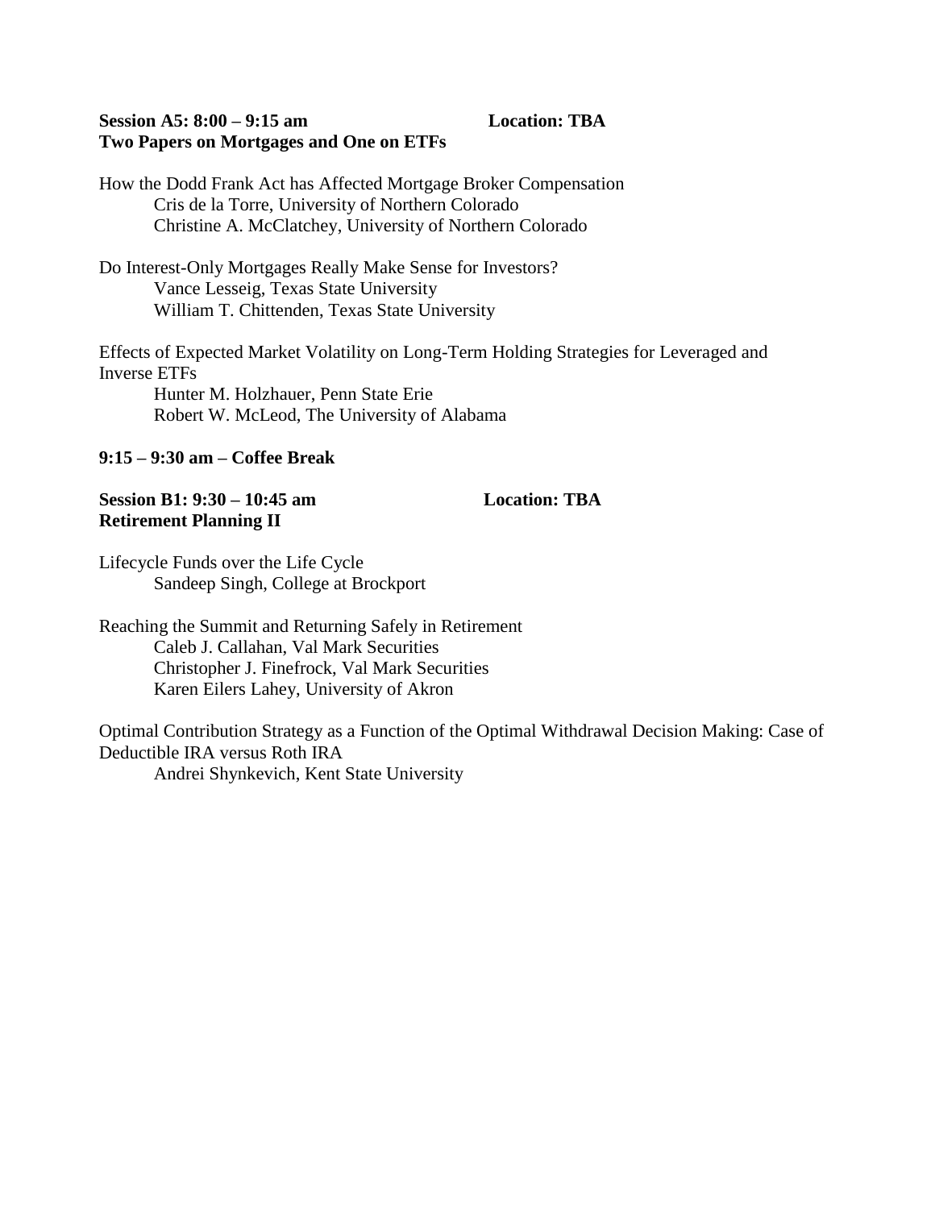**Session A5: 8:00 – 9:15 am** **Location: TBA**
**Two Papers on Mortgages and One on ETFs**

How the Dodd Frank Act has Affected Mortgage Broker Compensation
Cris de la Torre, University of Northern Colorado
Christine A. McClatchey, University of Northern Colorado

Do Interest-Only Mortgages Really Make Sense for Investors?
Vance Lesseig, Texas State University
William T. Chittenden, Texas State University

Effects of Expected Market Volatility on Long-Term Holding Strategies for Leveraged and Inverse ETFs
Hunter M. Holzhauer, Penn State Erie
Robert W. McLeod, The University of Alabama

**9:15 – 9:30 am – Coffee Break**

**Session B1: 9:30 – 10:45 am** **Location: TBA**
**Retirement Planning II**

Lifecycle Funds over the Life Cycle
Sandeep Singh, College at Brockport

Reaching the Summit and Returning Safely in Retirement
Caleb J. Callahan, Val Mark Securities
Christopher J. Finefrock, Val Mark Securities
Karen Eilers Lahey, University of Akron

Optimal Contribution Strategy as a Function of the Optimal Withdrawal Decision Making: Case of Deductible IRA versus Roth IRA
Andrei Shynkevich, Kent State University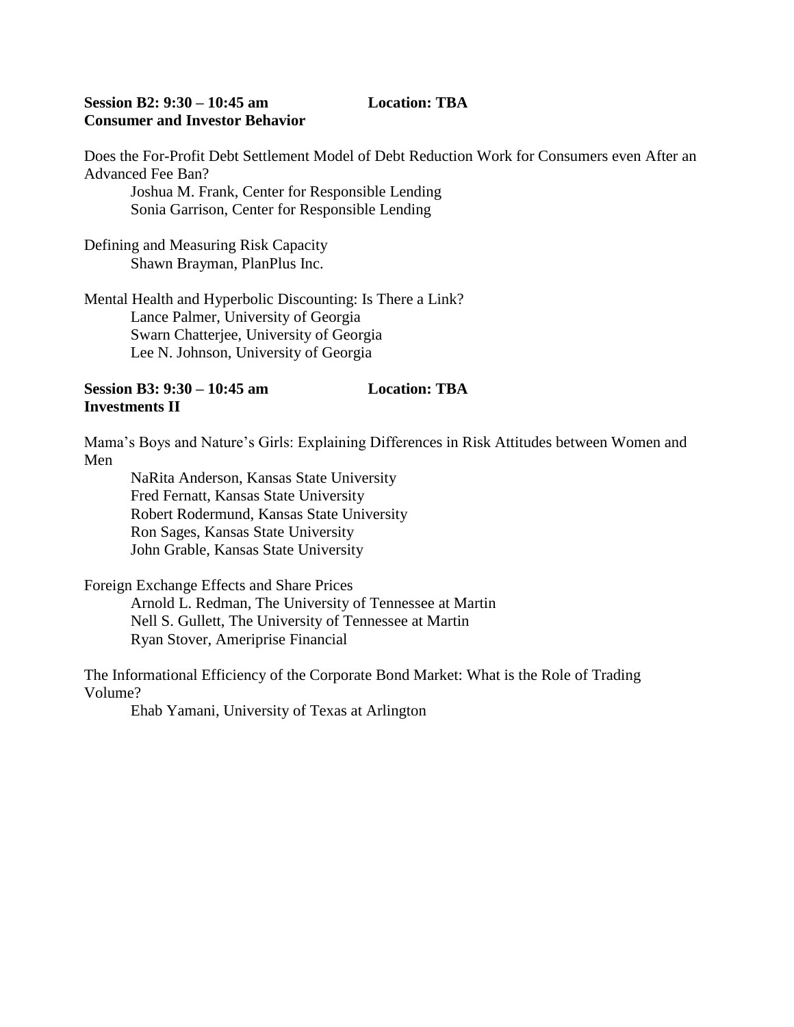**Session B2: 9:30 – 10:45 am** **Location: TBA**
**Consumer and Investor Behavior**

Does the For-Profit Debt Settlement Model of Debt Reduction Work for Consumers even After an Advanced Fee Ban?
Joshua M. Frank, Center for Responsible Lending
Sonia Garrison, Center for Responsible Lending

Defining and Measuring Risk Capacity
Shawn Brayman, PlanPlus Inc.

Mental Health and Hyperbolic Discounting: Is There a Link?
Lance Palmer, University of Georgia
Swarn Chatterjee, University of Georgia
Lee N. Johnson, University of Georgia

**Session B3: 9:30 – 10:45 am** **Location: TBA**
**Investments II**

Mama's Boys and Nature's Girls: Explaining Differences in Risk Attitudes between Women and Men
NaRita Anderson, Kansas State University
Fred Fernatt, Kansas State University
Robert Rodermund, Kansas State University
Ron Sages, Kansas State University
John Grable, Kansas State University

Foreign Exchange Effects and Share Prices
Arnold L. Redman, The University of Tennessee at Martin
Nell S. Gullett, The University of Tennessee at Martin
Ryan Stover, Ameriprise Financial

The Informational Efficiency of the Corporate Bond Market: What is the Role of Trading Volume?
Ehab Yamani, University of Texas at Arlington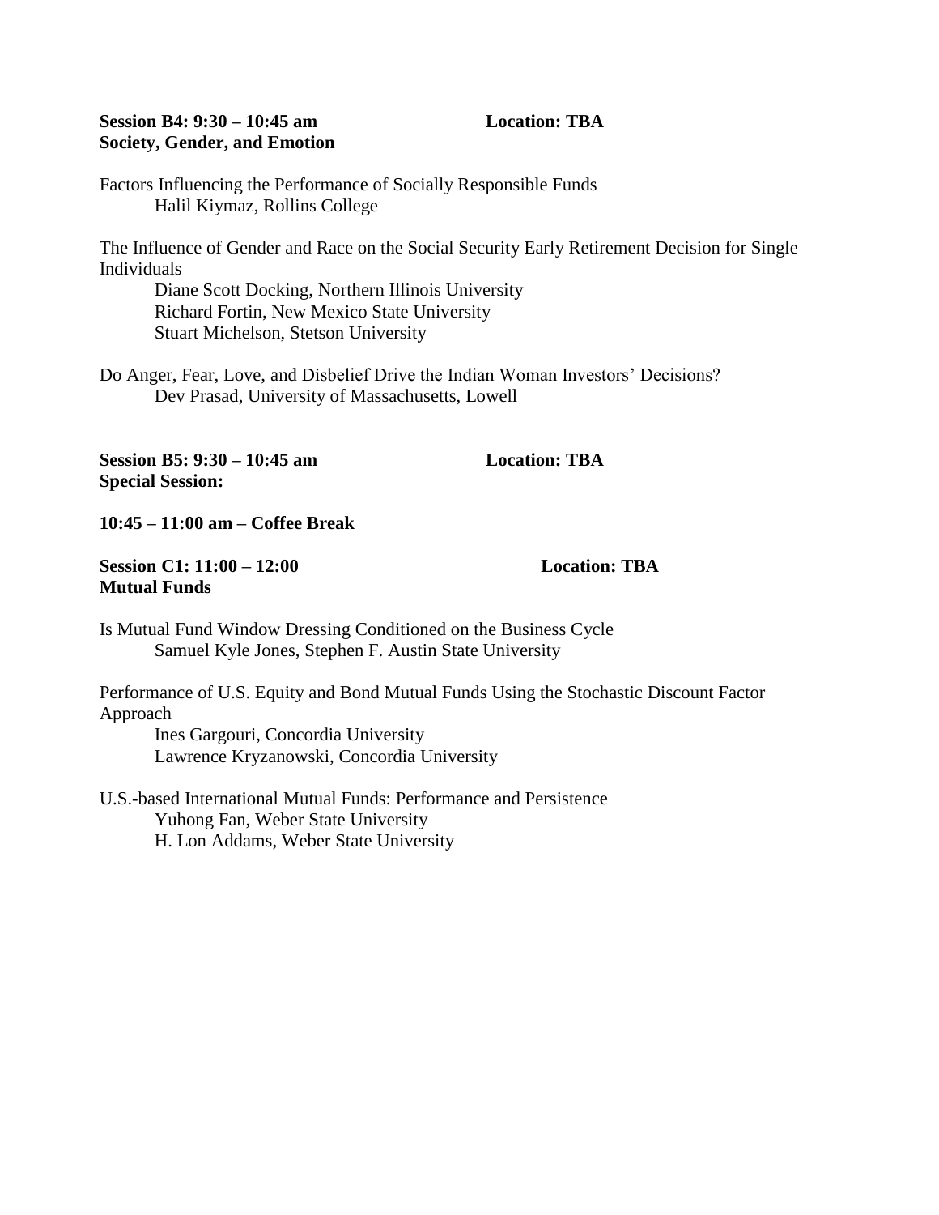**Session B4: 9:30 – 10:45 am** **Location: TBA**
**Society, Gender, and Emotion**

Factors Influencing the Performance of Socially Responsible Funds
Halil Kiymaz, Rollins College

The Influence of Gender and Race on the Social Security Early Retirement Decision for Single Individuals
Diane Scott Docking, Northern Illinois University
Richard Fortin, New Mexico State University
Stuart Michelson, Stetson University

Do Anger, Fear, Love, and Disbelief Drive the Indian Woman Investors' Decisions?
Dev Prasad, University of Massachusetts, Lowell

**Session B5: 9:30 – 10:45 am** **Location: TBA**
**Special Session:**

**10:45 – 11:00 am – Coffee Break**

**Session C1: 11:00 – 12:00** **Location: TBA**
**Mutual Funds**

Is Mutual Fund Window Dressing Conditioned on the Business Cycle
Samuel Kyle Jones, Stephen F. Austin State University

Performance of U.S. Equity and Bond Mutual Funds Using the Stochastic Discount Factor Approach
Ines Gargouri, Concordia University
Lawrence Kryzanowski, Concordia University

U.S.-based International Mutual Funds: Performance and Persistence
Yuhong Fan, Weber State University
H. Lon Addams, Weber State University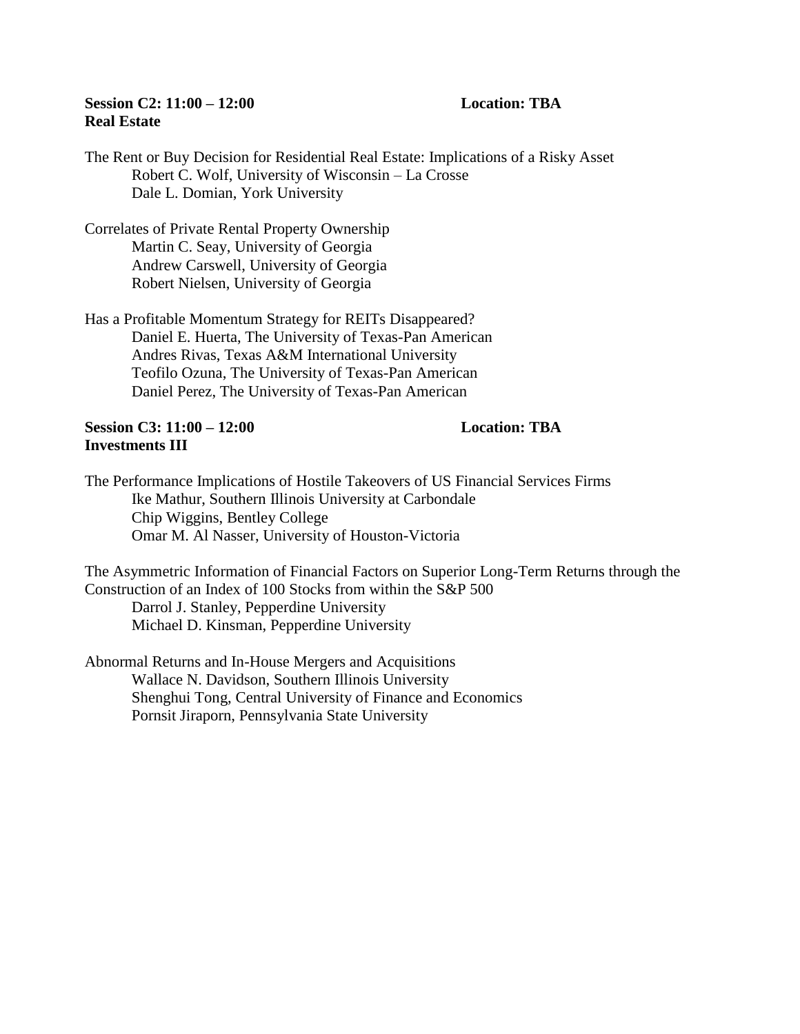**Session C2: 11:00 – 12:00** **Location: TBA**
**Real Estate**

The Rent or Buy Decision for Residential Real Estate: Implications of a Risky Asset
  Robert C. Wolf, University of Wisconsin – La Crosse
  Dale L. Domian, York University

Correlates of Private Rental Property Ownership
  Martin C. Seay, University of Georgia
  Andrew Carswell, University of Georgia
  Robert Nielsen, University of Georgia

Has a Profitable Momentum Strategy for REITs Disappeared?
  Daniel E. Huerta, The University of Texas-Pan American
  Andres Rivas, Texas A&M International University
  Teofilo Ozuna, The University of Texas-Pan American
  Daniel Perez, The University of Texas-Pan American

**Session C3: 11:00 – 12:00** **Location: TBA**
**Investments III**

The Performance Implications of Hostile Takeovers of US Financial Services Firms
  Ike Mathur, Southern Illinois University at Carbondale
  Chip Wiggins, Bentley College
  Omar M. Al Nasser, University of Houston-Victoria

The Asymmetric Information of Financial Factors on Superior Long-Term Returns through the Construction of an Index of 100 Stocks from within the S&P 500
  Darrol J. Stanley, Pepperdine University
  Michael D. Kinsman, Pepperdine University

Abnormal Returns and In-House Mergers and Acquisitions
  Wallace N. Davidson, Southern Illinois University
  Shenghui Tong, Central University of Finance and Economics
  Pornsit Jiraporn, Pennsylvania State University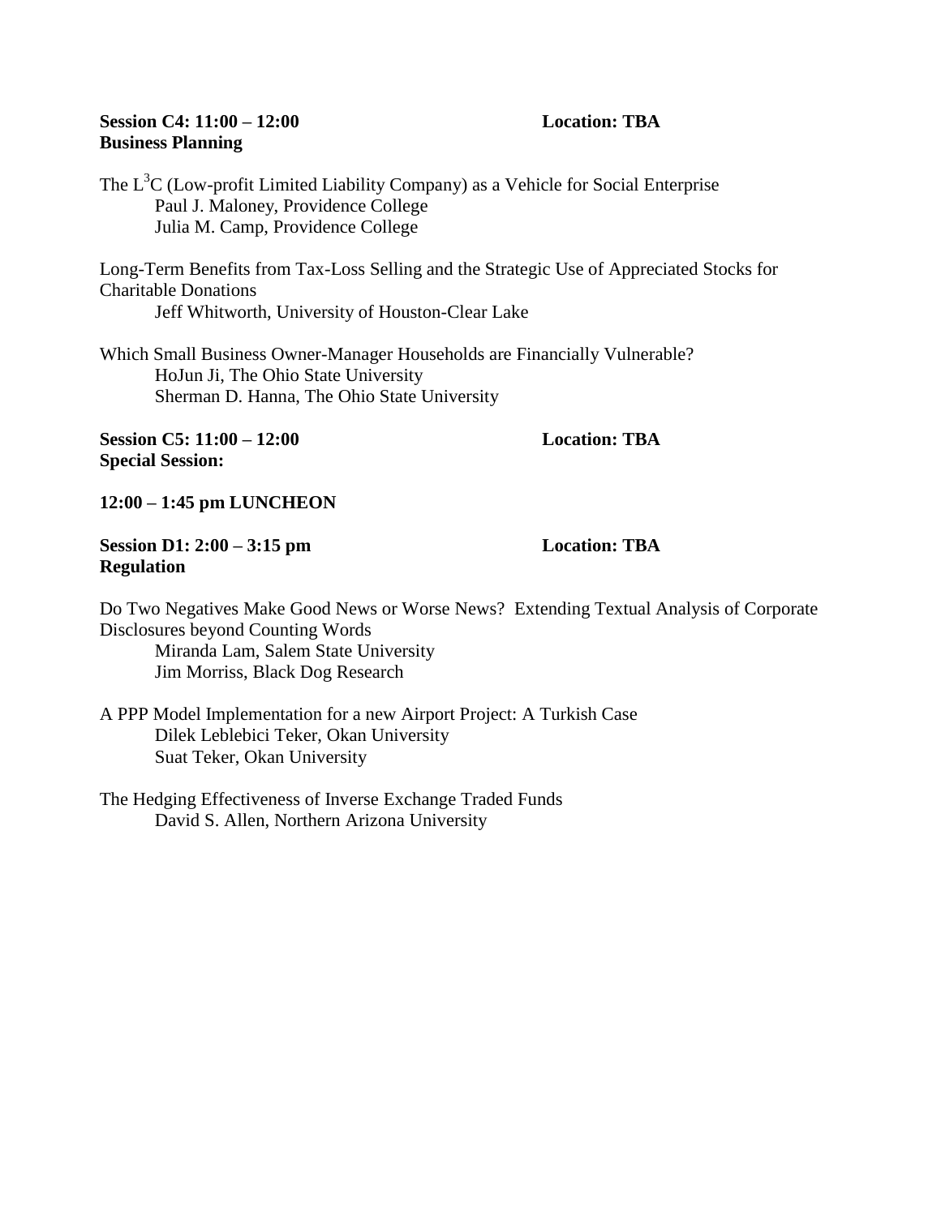**Session C4: 11:00 – 12:00** **Location: TBA**
**Business Planning**

The $L^3C$ (Low-profit Limited Liability Company) as a Vehicle for Social Enterprise
Paul J. Maloney, Providence College
Julia M. Camp, Providence College

Long-Term Benefits from Tax-Loss Selling and the Strategic Use of Appreciated Stocks for Charitable Donations
Jeff Whitworth, University of Houston-Clear Lake

Which Small Business Owner-Manager Households are Financially Vulnerable?
HoJun Ji, The Ohio State University
Sherman D. Hanna, The Ohio State University

**Session C5: 11:00 – 12:00** **Location: TBA**
**Special Session:**

**12:00 – 1:45 pm LUNCHEON**

**Session D1: 2:00 – 3:15 pm** **Location: TBA**
**Regulation**

Do Two Negatives Make Good News or Worse News? Extending Textual Analysis of Corporate Disclosures beyond Counting Words
Miranda Lam, Salem State University
Jim Morriss, Black Dog Research

A PPP Model Implementation for a new Airport Project: A Turkish Case
Dilek Leblebici Teker, Okan University
Suat Teker, Okan University

The Hedging Effectiveness of Inverse Exchange Traded Funds
David S. Allen, Northern Arizona University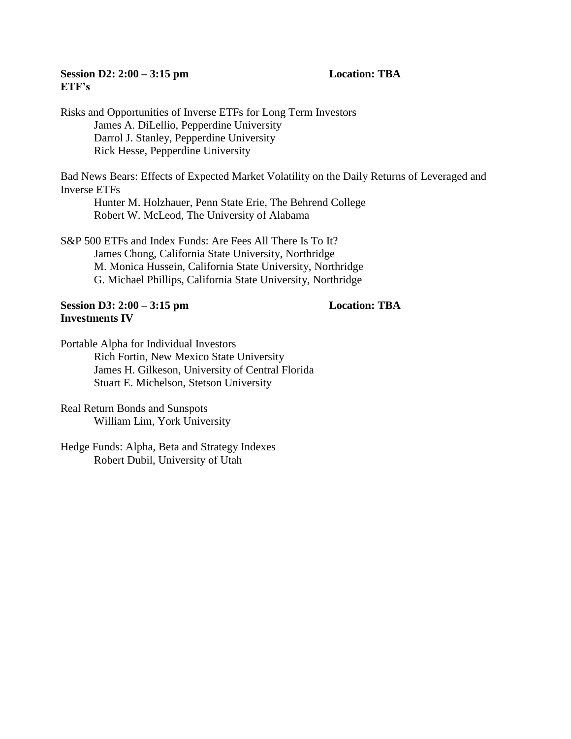**Session D2: 2:00 – 3:15 pm** **Location: TBA**
**ETF's**

Risks and Opportunities of Inverse ETFs for Long Term Investors
James A. DiLellio, Pepperdine University
Darrol J. Stanley, Pepperdine University
Rick Hesse, Pepperdine University

Bad News Bears: Effects of Expected Market Volatility on the Daily Returns of Leveraged and Inverse ETFs
Hunter M. Holzhauer, Penn State Erie, The Behrend College
Robert W. McLeod, The University of Alabama

S&P 500 ETFs and Index Funds: Are Fees All There Is To It?
James Chong, California State University, Northridge
M. Monica Hussein, California State University, Northridge
G. Michael Phillips, California State University, Northridge

**Session D3: 2:00 – 3:15 pm** **Location: TBA**
**Investments IV**

Portable Alpha for Individual Investors
Rich Fortin, New Mexico State University
James H. Gilkeson, University of Central Florida
Stuart E. Michelson, Stetson University

Real Return Bonds and Sunspots
William Lim, York University

Hedge Funds: Alpha, Beta and Strategy Indexes
Robert Dubil, University of Utah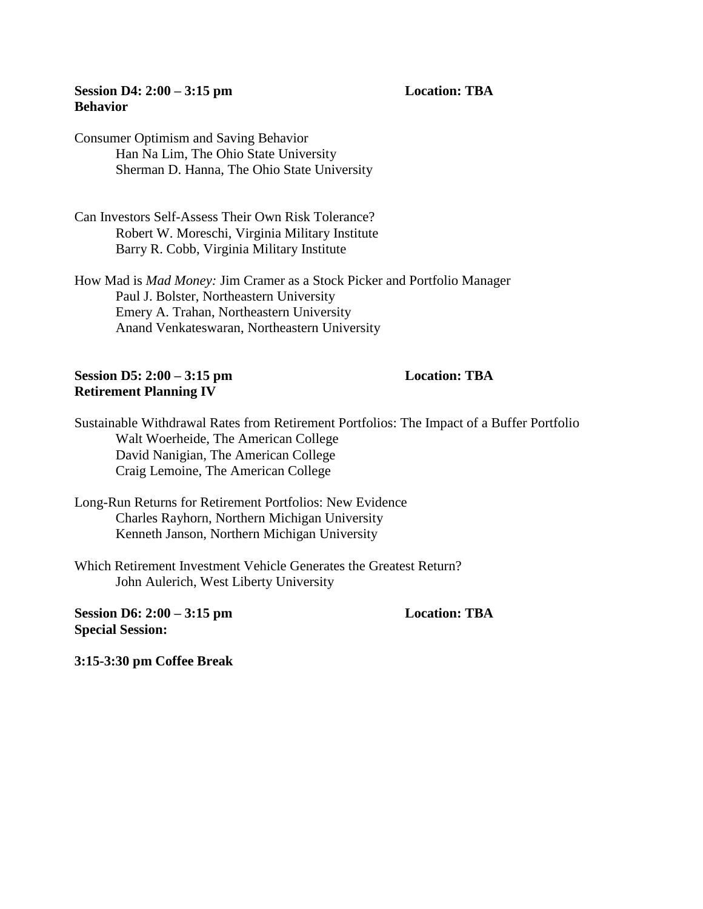**Session D4: 2:00 – 3:15 pm** **Location: TBA**
**Behavior**

Consumer Optimism and Saving Behavior
Han Na Lim, The Ohio State University
Sherman D. Hanna, The Ohio State University

Can Investors Self-Assess Their Own Risk Tolerance?
Robert W. Moreschi, Virginia Military Institute
Barry R. Cobb, Virginia Military Institute

How Mad is *Mad Money:* Jim Cramer as a Stock Picker and Portfolio Manager
Paul J. Bolster, Northeastern University
Emery A. Trahan, Northeastern University
Anand Venkateswaran, Northeastern University

**Session D5: 2:00 – 3:15 pm** **Location: TBA**
**Retirement Planning IV**

Sustainable Withdrawal Rates from Retirement Portfolios: The Impact of a Buffer Portfolio
Walt Woerheide, The American College
David Nanigian, The American College
Craig Lemoine, The American College

Long-Run Returns for Retirement Portfolios: New Evidence
Charles Rayhorn, Northern Michigan University
Kenneth Janson, Northern Michigan University

Which Retirement Investment Vehicle Generates the Greatest Return?
John Aulerich, West Liberty University

**Session D6: 2:00 – 3:15 pm** **Location: TBA**
**Special Session:**

**3:15-3:30 pm Coffee Break**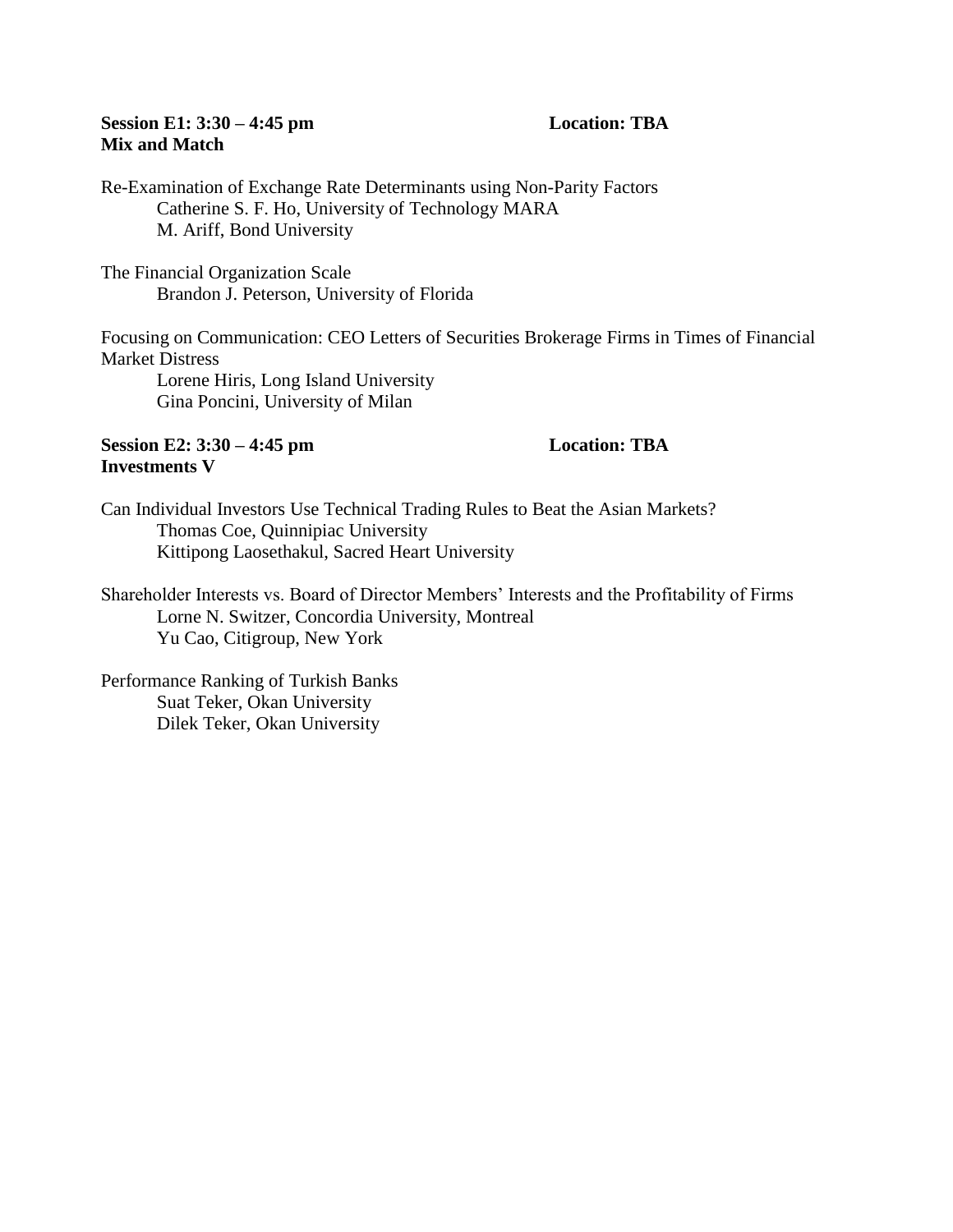**Session E1: 3:30 – 4:45 pm** **Location: TBA**
**Mix and Match**

Re-Examination of Exchange Rate Determinants using Non-Parity Factors
Catherine S. F. Ho, University of Technology MARA
M. Ariff, Bond University

The Financial Organization Scale
Brandon J. Peterson, University of Florida

Focusing on Communication: CEO Letters of Securities Brokerage Firms in Times of Financial Market Distress
Lorene Hiris, Long Island University
Gina Poncini, University of Milan

**Session E2: 3:30 – 4:45 pm** **Location: TBA**
**Investments V**

Can Individual Investors Use Technical Trading Rules to Beat the Asian Markets?
Thomas Coe, Quinnipiac University
Kittipong Laosethakul, Sacred Heart University

Shareholder Interests vs. Board of Director Members' Interests and the Profitability of Firms
Lorne N. Switzer, Concordia University, Montreal
Yu Cao, Citigroup, New York

Performance Ranking of Turkish Banks
Suat Teker, Okan University
Dilek Teker, Okan University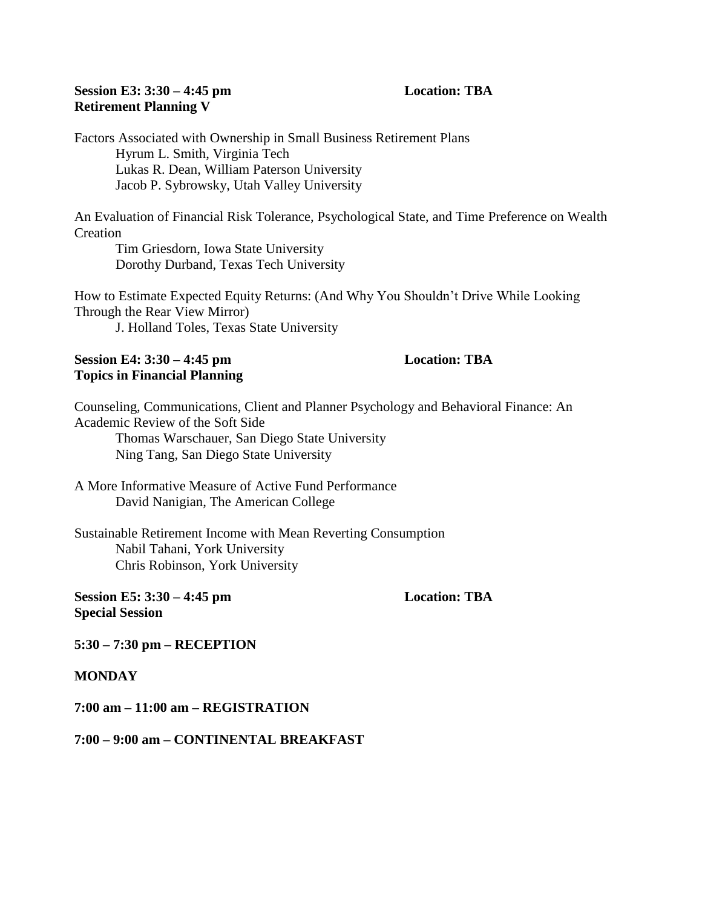**Session E3: 3:30 – 4:45 pm** **Location: TBA**
**Retirement Planning V**

Factors Associated with Ownership in Small Business Retirement Plans
Hyrum L. Smith, Virginia Tech
Lukas R. Dean, William Paterson University
Jacob P. Sybrowsky, Utah Valley University

An Evaluation of Financial Risk Tolerance, Psychological State, and Time Preference on Wealth Creation
Tim Griesdorn, Iowa State University
Dorothy Durband, Texas Tech University

How to Estimate Expected Equity Returns: (And Why You Shouldn't Drive While Looking Through the Rear View Mirror)
J. Holland Toles, Texas State University

**Session E4: 3:30 – 4:45 pm** **Location: TBA**
**Topics in Financial Planning**

Counseling, Communications, Client and Planner Psychology and Behavioral Finance: An Academic Review of the Soft Side
Thomas Warschauer, San Diego State University
Ning Tang, San Diego State University

A More Informative Measure of Active Fund Performance
David Nanigian, The American College

Sustainable Retirement Income with Mean Reverting Consumption
Nabil Tahani, York University
Chris Robinson, York University

**Session E5: 3:30 – 4:45 pm** **Location: TBA**
**Special Session**

**5:30 – 7:30 pm – RECEPTION**

**MONDAY**

**7:00 am – 11:00 am – REGISTRATION**

**7:00 – 9:00 am – CONTINENTAL BREAKFAST**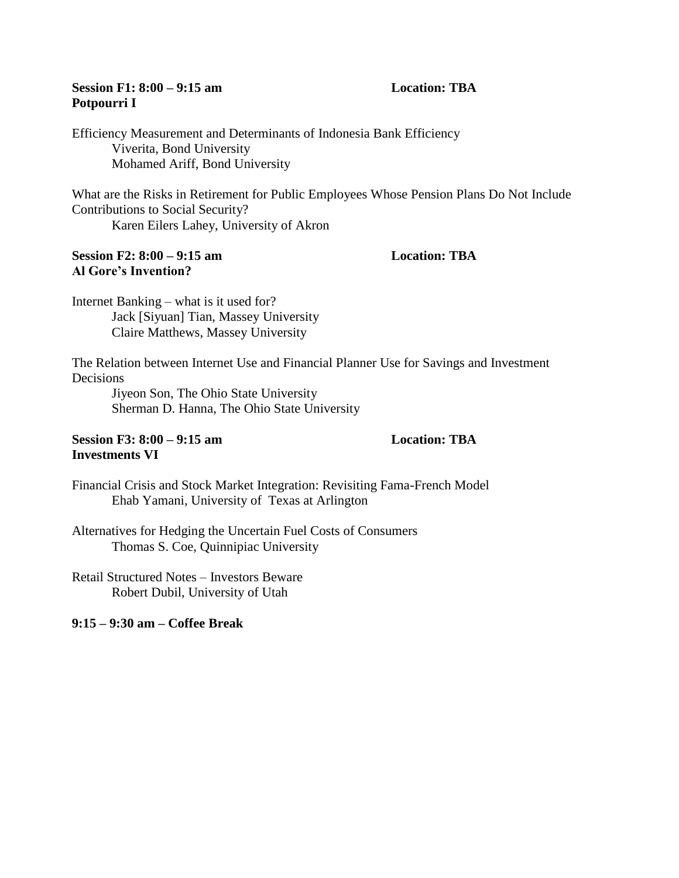**Session F1: 8:00 – 9:15 am** **Location: TBA**
**Potpourri I**

Efficiency Measurement and Determinants of Indonesia Bank Efficiency
Viverita, Bond University
Mohamed Ariff, Bond University

What are the Risks in Retirement for Public Employees Whose Pension Plans Do Not Include Contributions to Social Security?
Karen Eilers Lahey, University of Akron

**Session F2: 8:00 – 9:15 am** **Location: TBA**
**Al Gore's Invention?**

Internet Banking – what is it used for?
Jack [Siyuan] Tian, Massey University
Claire Matthews, Massey University

The Relation between Internet Use and Financial Planner Use for Savings and Investment Decisions
Jiyeon Son, The Ohio State University
Sherman D. Hanna, The Ohio State University

**Session F3: 8:00 – 9:15 am** **Location: TBA**
**Investments VI**

Financial Crisis and Stock Market Integration: Revisiting Fama-French Model
Ehab Yamani, University of Texas at Arlington

Alternatives for Hedging the Uncertain Fuel Costs of Consumers
Thomas S. Coe, Quinnipiac University

Retail Structured Notes – Investors Beware
Robert Dubil, University of Utah

**9:15 – 9:30 am – Coffee Break**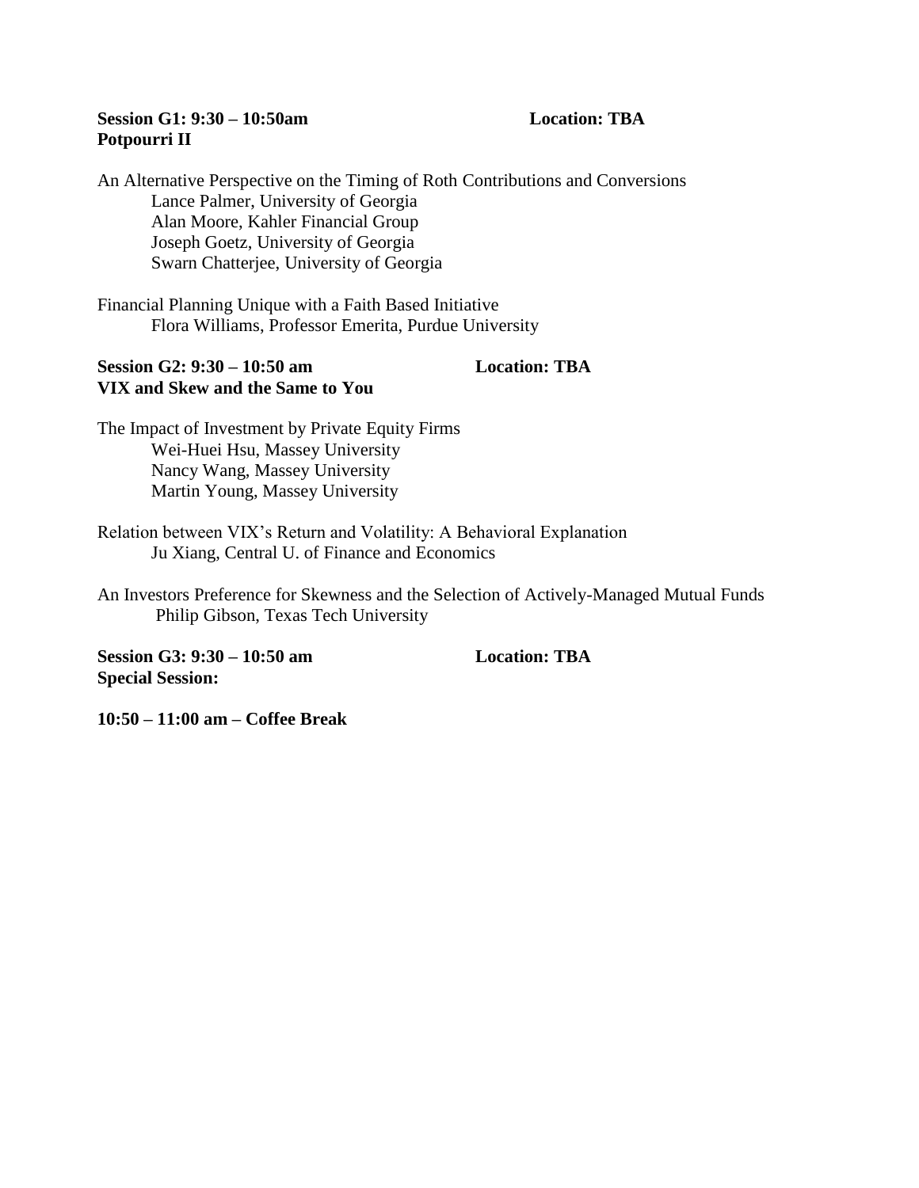**Session G1: 9:30 – 10:50am** **Location: TBA**
**Potpourri II**

An Alternative Perspective on the Timing of Roth Contributions and Conversions
Lance Palmer, University of Georgia
Alan Moore, Kahler Financial Group
Joseph Goetz, University of Georgia
Swarn Chatterjee, University of Georgia

Financial Planning Unique with a Faith Based Initiative
Flora Williams, Professor Emerita, Purdue University

**Session G2: 9:30 – 10:50 am** **Location: TBA**
**VIX and Skew and the Same to You**

The Impact of Investment by Private Equity Firms
Wei-Huei Hsu, Massey University
Nancy Wang, Massey University
Martin Young, Massey University

Relation between VIX's Return and Volatility: A Behavioral Explanation
Ju Xiang, Central U. of Finance and Economics

An Investors Preference for Skewness and the Selection of Actively-Managed Mutual Funds
Philip Gibson, Texas Tech University

**Session G3: 9:30 – 10:50 am** **Location: TBA**
**Special Session:**

**10:50 – 11:00 am – Coffee Break**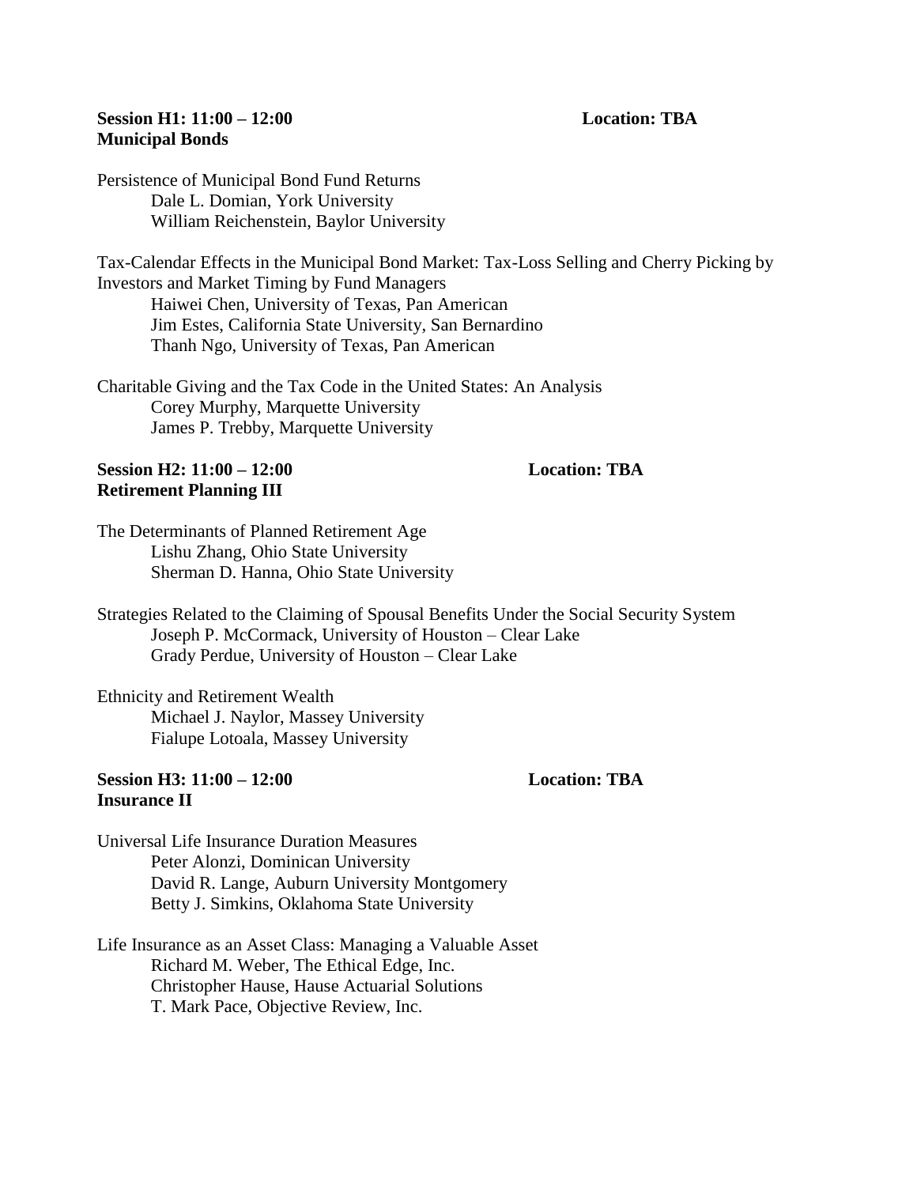**Session H1: 11:00 – 12:00** **Location: TBA**
**Municipal Bonds**

Persistence of Municipal Bond Fund Returns
Dale L. Domian, York University
William Reichenstein, Baylor University

Tax-Calendar Effects in the Municipal Bond Market: Tax-Loss Selling and Cherry Picking by Investors and Market Timing by Fund Managers
Haiwei Chen, University of Texas, Pan American
Jim Estes, California State University, San Bernardino
Thanh Ngo, University of Texas, Pan American

Charitable Giving and the Tax Code in the United States: An Analysis
Corey Murphy, Marquette University
James P. Trebby, Marquette University

**Session H2: 11:00 – 12:00** **Location: TBA**
**Retirement Planning III**

The Determinants of Planned Retirement Age
Lishu Zhang, Ohio State University
Sherman D. Hanna, Ohio State University

Strategies Related to the Claiming of Spousal Benefits Under the Social Security System
Joseph P. McCormack, University of Houston – Clear Lake
Grady Perdue, University of Houston – Clear Lake

Ethnicity and Retirement Wealth
Michael J. Naylor, Massey University
Fialupe Lotoala, Massey University

**Session H3: 11:00 – 12:00** **Location: TBA**
**Insurance II**

Universal Life Insurance Duration Measures
Peter Alonzi, Dominican University
David R. Lange, Auburn University Montgomery
Betty J. Simkins, Oklahoma State University

Life Insurance as an Asset Class: Managing a Valuable Asset
Richard M. Weber, The Ethical Edge, Inc.
Christopher Hause, Hause Actuarial Solutions
T. Mark Pace, Objective Review, Inc.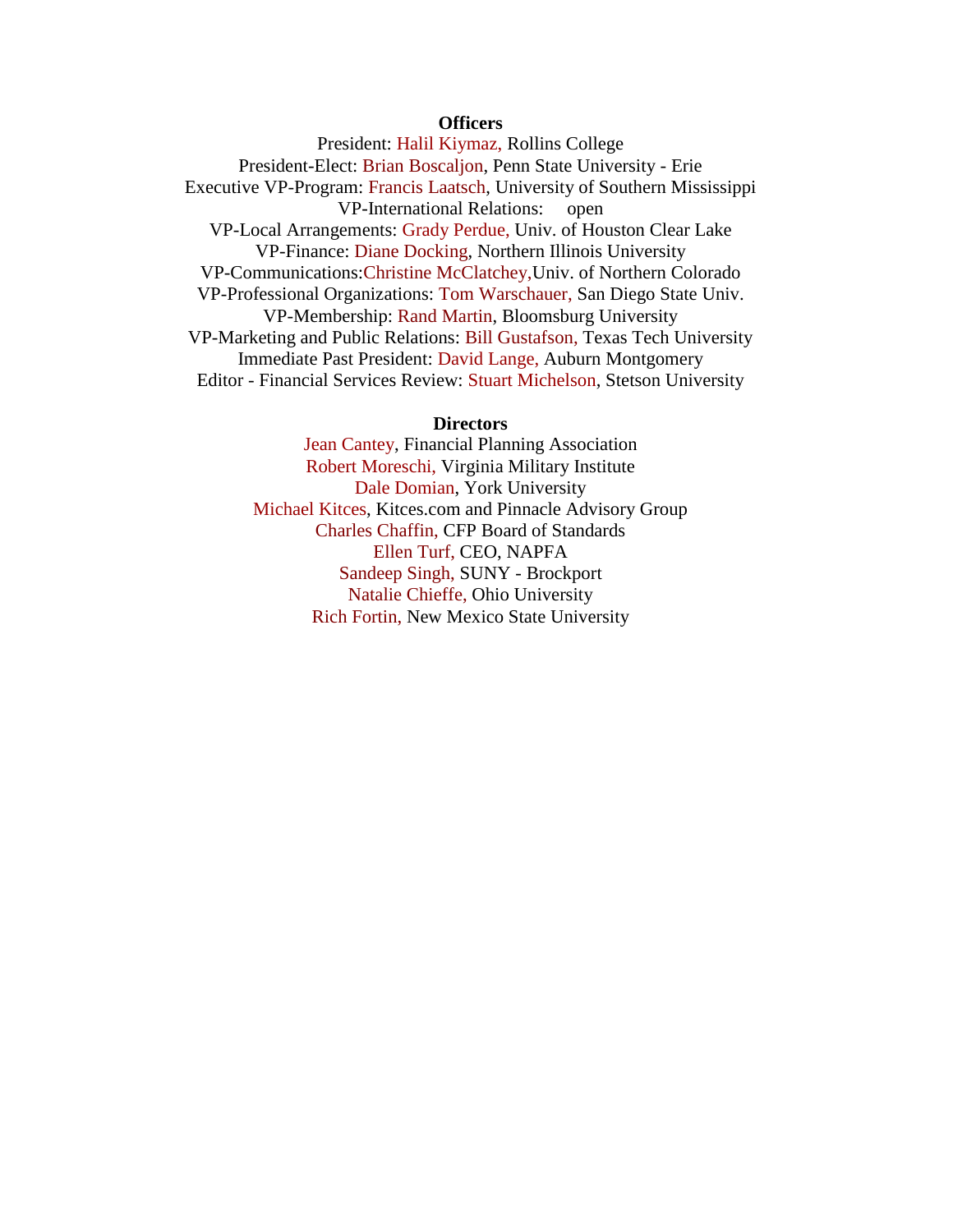**Officers**

President: Halil Kiymaz, Rollins College
President-Elect: Brian Boscaljon, Penn State University - Erie
Executive VP-Program: Francis Laatsch, University of Southern Mississippi
VP-International Relations: open
VP-Local Arrangements: Grady Perdue, Univ. of Houston Clear Lake
VP-Finance: Diane Docking, Northern Illinois University
VP-Communications:Christine McClatchey,Univ. of Northern Colorado
VP-Professional Organizations: Tom Warschauer, San Diego State Univ.
VP-Membership: Rand Martin, Bloomsburg University
VP-Marketing and Public Relations: Bill Gustafson, Texas Tech University
Immediate Past President: David Lange, Auburn Montgomery
Editor - Financial Services Review: Stuart Michelson, Stetson University

**Directors**

Jean Cantey, Financial Planning Association
Robert Moreschi, Virginia Military Institute
Dale Domian, York University
Michael Kitces, Kitces.com and Pinnacle Advisory Group
Charles Chaffin, CFP Board of Standards
Ellen Turf, CEO, NAPFA
Sandeep Singh, SUNY - Brockport
Natalie Chieffe, Ohio University
Rich Fortin, New Mexico State University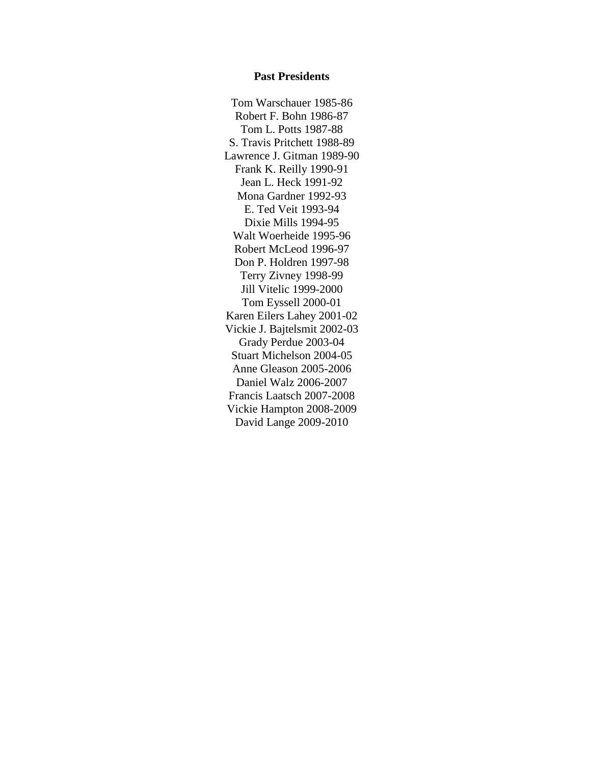**Past Presidents**

Tom Warschauer 1985-86
Robert F. Bohn 1986-87
Tom L. Potts 1987-88
S. Travis Pritchett 1988-89
Lawrence J. Gitman 1989-90
Frank K. Reilly 1990-91
Jean L. Heck 1991-92
Mona Gardner 1992-93
E. Ted Veit 1993-94
Dixie Mills 1994-95
Walt Woerheide 1995-96
Robert McLeod 1996-97
Don P. Holdren 1997-98
Terry Zivney 1998-99
Jill Vitelic 1999-2000
Tom Eyssell 2000-01
Karen Eilers Lahey 2001-02
Vickie J. Bajtelsmit 2002-03
Grady Perdue 2003-04
Stuart Michelson 2004-05
Anne Gleason 2005-2006
Daniel Walz 2006-2007
Francis Laatsch 2007-2008
Vickie Hampton 2008-2009
David Lange 2009-2010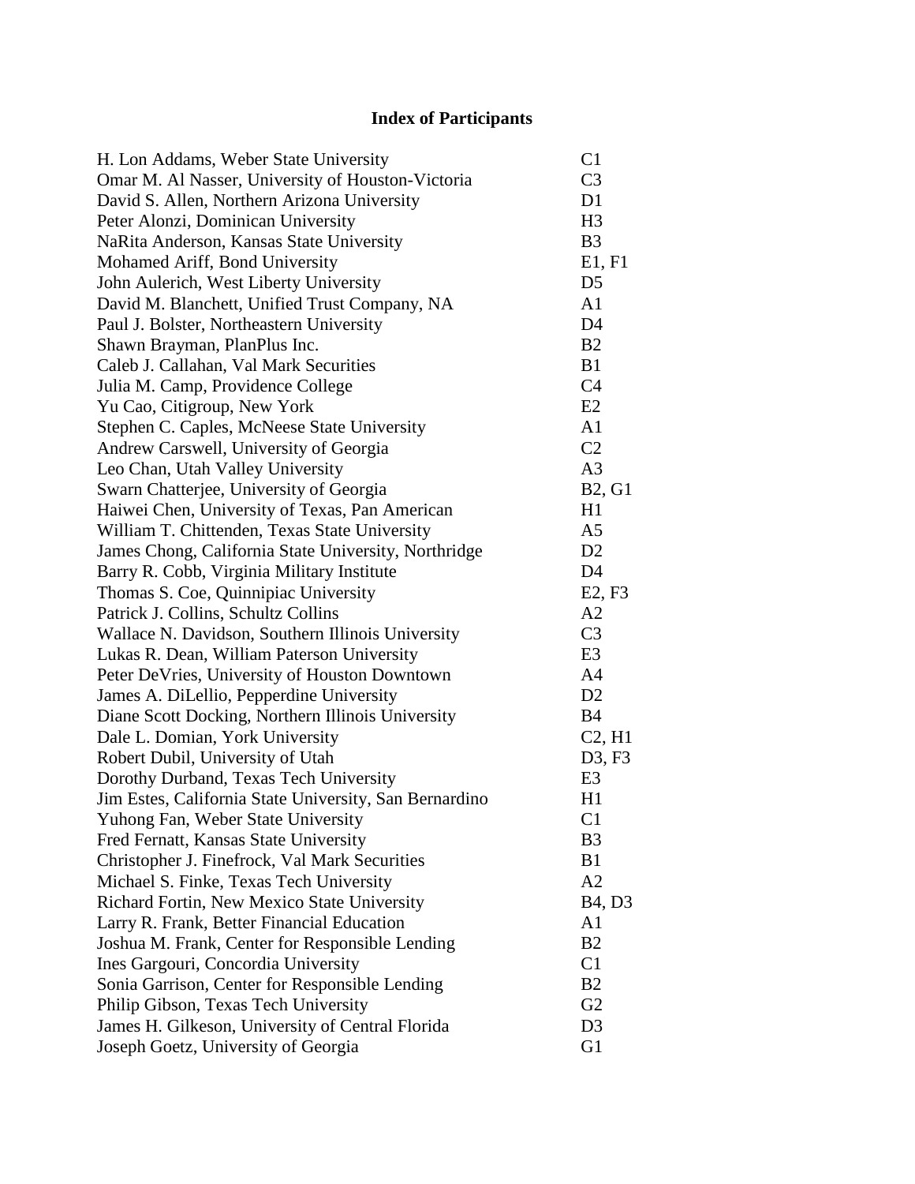# Index of Participants

| | |
|---|---|
| H. Lon Addams, Weber State University | C1 |
| Omar M. Al Nasser, University of Houston-Victoria | C3 |
| David S. Allen, Northern Arizona University | D1 |
| Peter Alonzi, Dominican University | H3 |
| NaRita Anderson, Kansas State University | B3 |
| Mohamed Ariff, Bond University | E1, F1 |
| John Aulerich, West Liberty University | D5 |
| David M. Blanchett, Unified Trust Company, NA | A1 |
| Paul J. Bolster, Northeastern University | D4 |
| Shawn Brayman, PlanPlus Inc. | B2 |
| Caleb J. Callahan, Val Mark Securities | B1 |
| Julia M. Camp, Providence College | C4 |
| Yu Cao, Citigroup, New York | E2 |
| Stephen C. Caples, McNeese State University | A1 |
| Andrew Carswell, University of Georgia | C2 |
| Leo Chan, Utah Valley University | A3 |
| Swarn Chatterjee, University of Georgia | B2, G1 |
| Haiwei Chen, University of Texas, Pan American | H1 |
| William T. Chittenden, Texas State University | A5 |
| James Chong, California State University, Northridge | D2 |
| Barry R. Cobb, Virginia Military Institute | D4 |
| Thomas S. Coe, Quinnipiac University | E2, F3 |
| Patrick J. Collins, Schultz Collins | A2 |
| Wallace N. Davidson, Southern Illinois University | C3 |
| Lukas R. Dean, William Paterson University | E3 |
| Peter DeVries, University of Houston Downtown | A4 |
| James A. DiLellio, Pepperdine University | D2 |
| Diane Scott Docking, Northern Illinois University | B4 |
| Dale L. Domian, York University | C2, H1 |
| Robert Dubil, University of Utah | D3, F3 |
| Dorothy Durband, Texas Tech University | E3 |
| Jim Estes, California State University, San Bernardino | H1 |
| Yuhong Fan, Weber State University | C1 |
| Fred Fernatt, Kansas State University | B3 |
| Christopher J. Finefrock, Val Mark Securities | B1 |
| Michael S. Finke, Texas Tech University | A2 |
| Richard Fortin, New Mexico State University | B4, D3 |
| Larry R. Frank, Better Financial Education | A1 |
| Joshua M. Frank, Center for Responsible Lending | B2 |
| Ines Gargouri, Concordia University | C1 |
| Sonia Garrison, Center for Responsible Lending | B2 |
| Philip Gibson, Texas Tech University | G2 |
| James H. Gilkeson, University of Central Florida | D3 |
| Joseph Goetz, University of Georgia | G1 |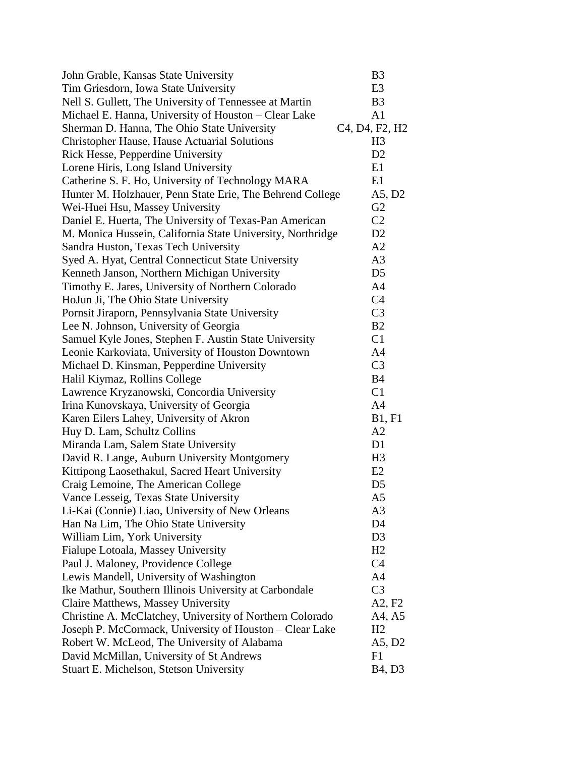| | |
|---|---|
| John Grable, Kansas State University | B3 |
| Tim Griesdorn, Iowa State University | E3 |
| Nell S. Gullett, The University of Tennessee at Martin | B3 |
| Michael E. Hanna, University of Houston – Clear Lake | A1 |
| Sherman D. Hanna, The Ohio State University | C4, D4, F2, H2 |
| Christopher Hause, Hause Actuarial Solutions | H3 |
| Rick Hesse, Pepperdine University | D2 |
| Lorene Hiris, Long Island University | E1 |
| Catherine S. F. Ho, University of Technology MARA | E1 |
| Hunter M. Holzhauer, Penn State Erie, The Behrend College | A5, D2 |
| Wei-Huei Hsu, Massey University | G2 |
| Daniel E. Huerta, The University of Texas-Pan American | C2 |
| M. Monica Hussein, California State University, Northridge | D2 |
| Sandra Huston, Texas Tech University | A2 |
| Syed A. Hyat, Central Connecticut State University | A3 |
| Kenneth Janson, Northern Michigan University | D5 |
| Timothy E. Jares, University of Northern Colorado | A4 |
| HoJun Ji, The Ohio State University | C4 |
| Pornsit Jiraporn, Pennsylvania State University | C3 |
| Lee N. Johnson, University of Georgia | B2 |
| Samuel Kyle Jones, Stephen F. Austin State University | C1 |
| Leonie Karkoviata, University of Houston Downtown | A4 |
| Michael D. Kinsman, Pepperdine University | C3 |
| Halil Kiymaz, Rollins College | B4 |
| Lawrence Kryzanowski, Concordia University | C1 |
| Irina Kunovskaya, University of Georgia | A4 |
| Karen Eilers Lahey, University of Akron | B1, F1 |
| Huy D. Lam, Schultz Collins | A2 |
| Miranda Lam, Salem State University | D1 |
| David R. Lange, Auburn University Montgomery | H3 |
| Kittipong Laosethakul, Sacred Heart University | E2 |
| Craig Lemoine, The American College | D5 |
| Vance Lesseig, Texas State University | A5 |
| Li-Kai (Connie) Liao, University of New Orleans | A3 |
| Han Na Lim, The Ohio State University | D4 |
| William Lim, York University | D3 |
| Fialupe Lotoala, Massey University | H2 |
| Paul J. Maloney, Providence College | C4 |
| Lewis Mandell, University of Washington | A4 |
| Ike Mathur, Southern Illinois University at Carbondale | C3 |
| Claire Matthews, Massey University | A2, F2 |
| Christine A. McClatchey, University of Northern Colorado | A4, A5 |
| Joseph P. McCormack, University of Houston – Clear Lake | H2 |
| Robert W. McLeod, The University of Alabama | A5, D2 |
| David McMillan, University of St Andrews | F1 |
| Stuart E. Michelson, Stetson University | B4, D3 |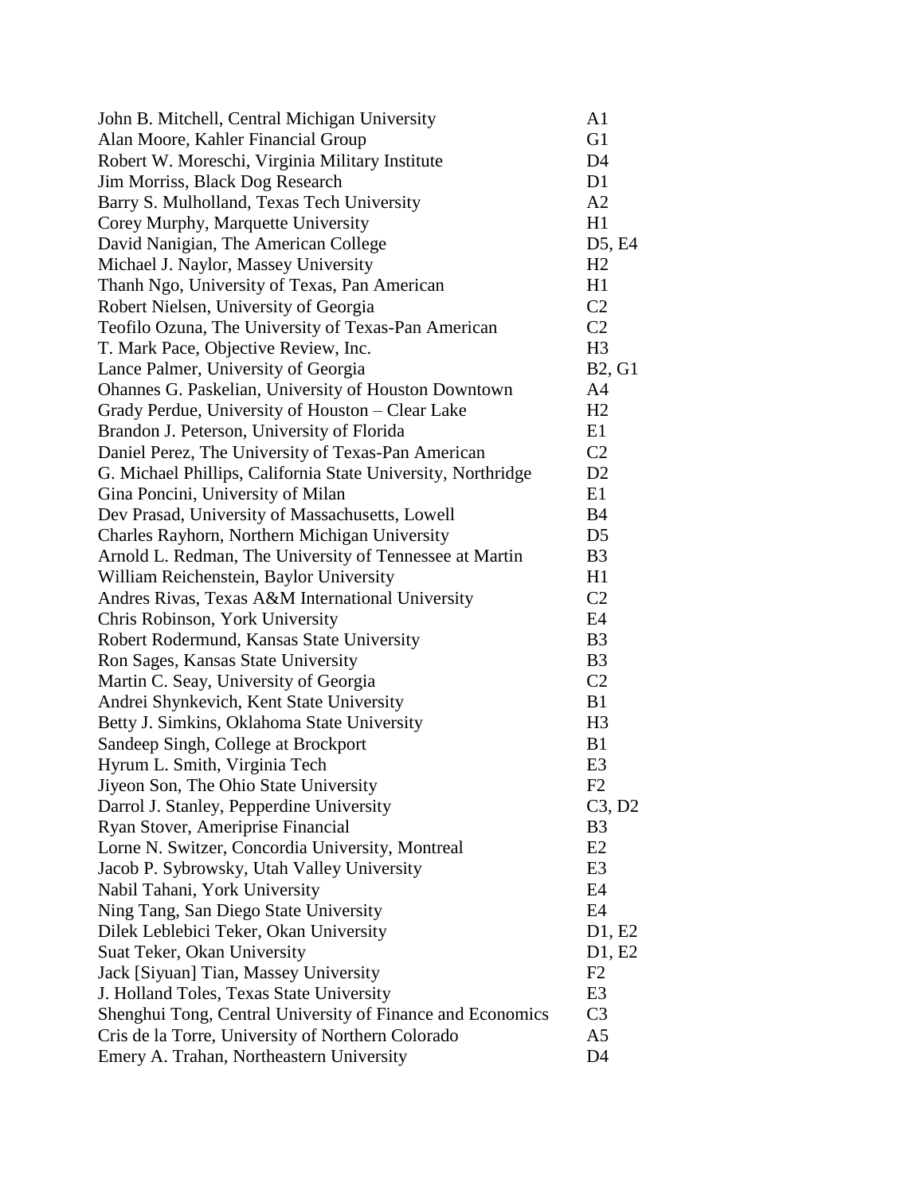| | |
|---|---|
| John B. Mitchell, Central Michigan University | A1 |
| Alan Moore, Kahler Financial Group | G1 |
| Robert W. Moreschi, Virginia Military Institute | D4 |
| Jim Morriss, Black Dog Research | D1 |
| Barry S. Mulholland, Texas Tech University | A2 |
| Corey Murphy, Marquette University | H1 |
| David Nanigian, The American College | D5, E4 |
| Michael J. Naylor, Massey University | H2 |
| Thanh Ngo, University of Texas, Pan American | H1 |
| Robert Nielsen, University of Georgia | C2 |
| Teofilo Ozuna, The University of Texas-Pan American | C2 |
| T. Mark Pace, Objective Review, Inc. | H3 |
| Lance Palmer, University of Georgia | B2, G1 |
| Ohannes G. Paskelian, University of Houston Downtown | A4 |
| Grady Perdue, University of Houston – Clear Lake | H2 |
| Brandon J. Peterson, University of Florida | E1 |
| Daniel Perez, The University of Texas-Pan American | C2 |
| G. Michael Phillips, California State University, Northridge | D2 |
| Gina Poncini, University of Milan | E1 |
| Dev Prasad, University of Massachusetts, Lowell | B4 |
| Charles Rayhorn, Northern Michigan University | D5 |
| Arnold L. Redman, The University of Tennessee at Martin | B3 |
| William Reichenstein, Baylor University | H1 |
| Andres Rivas, Texas A&M International University | C2 |
| Chris Robinson, York University | E4 |
| Robert Rodermund, Kansas State University | B3 |
| Ron Sages, Kansas State University | B3 |
| Martin C. Seay, University of Georgia | C2 |
| Andrei Shynkevich, Kent State University | B1 |
| Betty J. Simkins, Oklahoma State University | H3 |
| Sandeep Singh, College at Brockport | B1 |
| Hyrum L. Smith, Virginia Tech | E3 |
| Jiyeon Son, The Ohio State University | F2 |
| Darrol J. Stanley, Pepperdine University | C3, D2 |
| Ryan Stover, Ameriprise Financial | B3 |
| Lorne N. Switzer, Concordia University, Montreal | E2 |
| Jacob P. Sybrowsky, Utah Valley University | E3 |
| Nabil Tahani, York University | E4 |
| Ning Tang, San Diego State University | E4 |
| Dilek Leblebici Teker, Okan University | D1, E2 |
| Suat Teker, Okan University | D1, E2 |
| Jack [Siyuan] Tian, Massey University | F2 |
| J. Holland Toles, Texas State University | E3 |
| Shenghui Tong, Central University of Finance and Economics | C3 |
| Cris de la Torre, University of Northern Colorado | A5 |
| Emery A. Trahan, Northeastern University | D4 |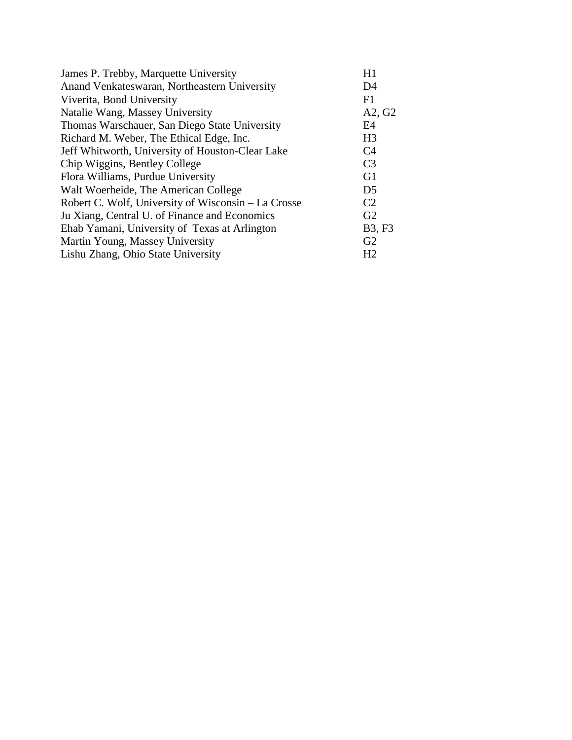| | |
|---|---|
| James P. Trebby, Marquette University | H1 |
| Anand Venkateswaran, Northeastern University | D4 |
| Viverita, Bond University | F1 |
| Natalie Wang, Massey University | A2, G2 |
| Thomas Warschauer, San Diego State University | E4 |
| Richard M. Weber, The Ethical Edge, Inc. | H3 |
| Jeff Whitworth, University of Houston-Clear Lake | C4 |
| Chip Wiggins, Bentley College | C3 |
| Flora Williams, Purdue University | G1 |
| Walt Woerheide, The American College | D5 |
| Robert C. Wolf, University of Wisconsin – La Crosse | C2 |
| Ju Xiang, Central U. of Finance and Economics | G2 |
| Ehab Yamani, University of Texas at Arlington | B3, F3 |
| Martin Young, Massey University | G2 |
| Lishu Zhang, Ohio State University | H2 |